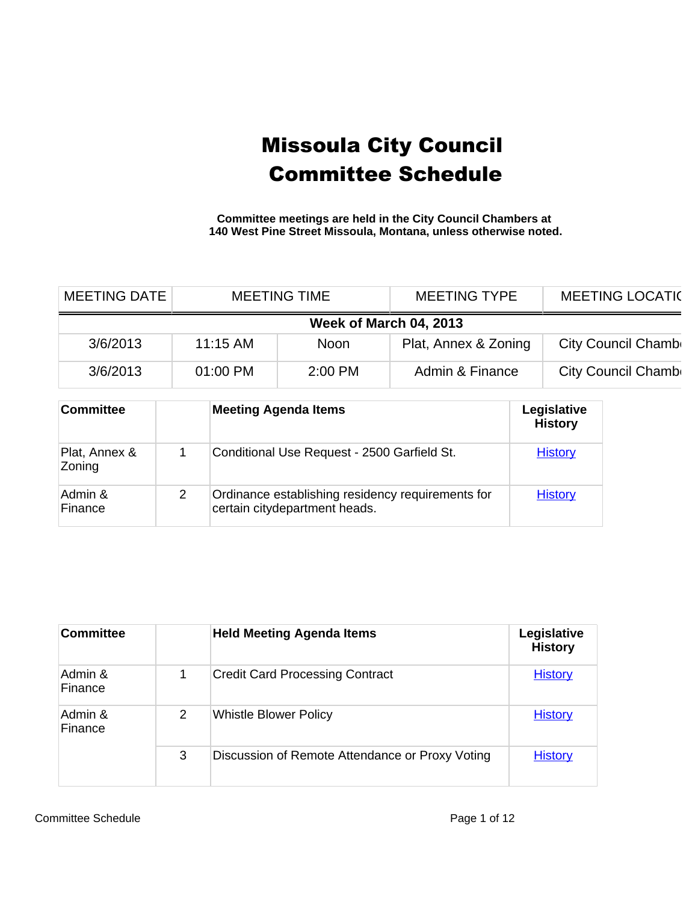# Missoula City Council Committee Schedule

**Committee meetings are held in the City Council Chambers at 140 West Pine Street Missoula, Montana, unless otherwise noted.**

| MEETING DATE | MEETING TIME | | MEETING TYPE | MEETING LOCATIC |
|---|---|---|---|---|
| **Week of March 04, 2013** | | | | |
| 3/6/2013 | 11:15 AM | Noon | Plat, Annex & Zoning | City Council Chamb |
| 3/6/2013 | 01:00 PM | 2:00 PM | Admin & Finance | City Council Chamb |

| Committee | | Meeting Agenda Items | Legislative History |
|---|---|---|---|
| Plat, Annex & Zoning | 1 | Conditional Use Request - 2500 Garfield St. | History |
| Admin & Finance | 2 | Ordinance establishing residency requirements for certain citydepartment heads. | History |

| Committee | | Held Meeting Agenda Items | Legislative History |
|---|---|---|---|
| Admin & Finance | 1 | Credit Card Processing Contract | History |
| Admin & Finance | 2 | Whistle Blower Policy | History |
| | 3 | Discussion of Remote Attendance or Proxy Voting | History |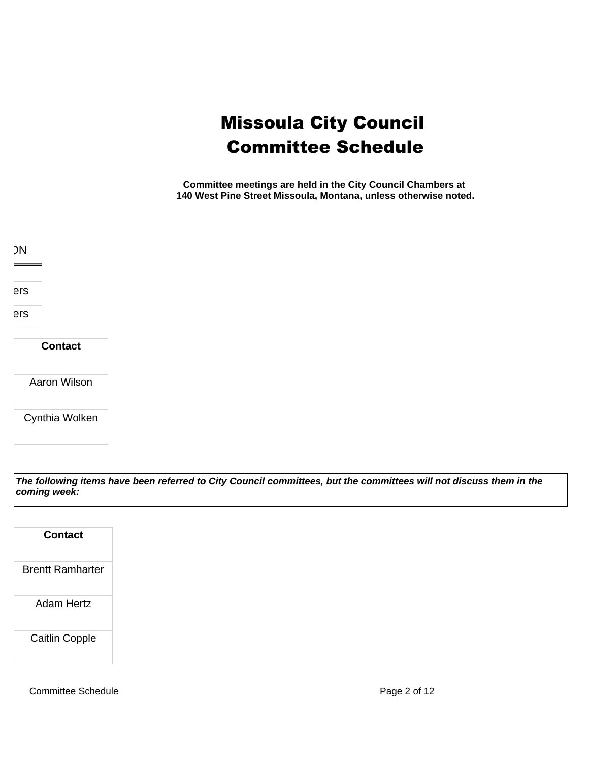# Missoula City Council
# Committee Schedule

**Committee meetings are held in the City Council Chambers at 140 West Pine Street Missoula, Montana, unless otherwise noted.**

| ON |
|---|
| |
| ers |
| ers |

| Contact |
|---|
| Aaron Wilson |
| Cynthia Wolken |

***The following items have been referred to City Council committees, but the committees will not discuss them in the coming week:***

| Contact |
|---|
| Brentt Ramharter |
| Adam Hertz |
| Caitlin Copple |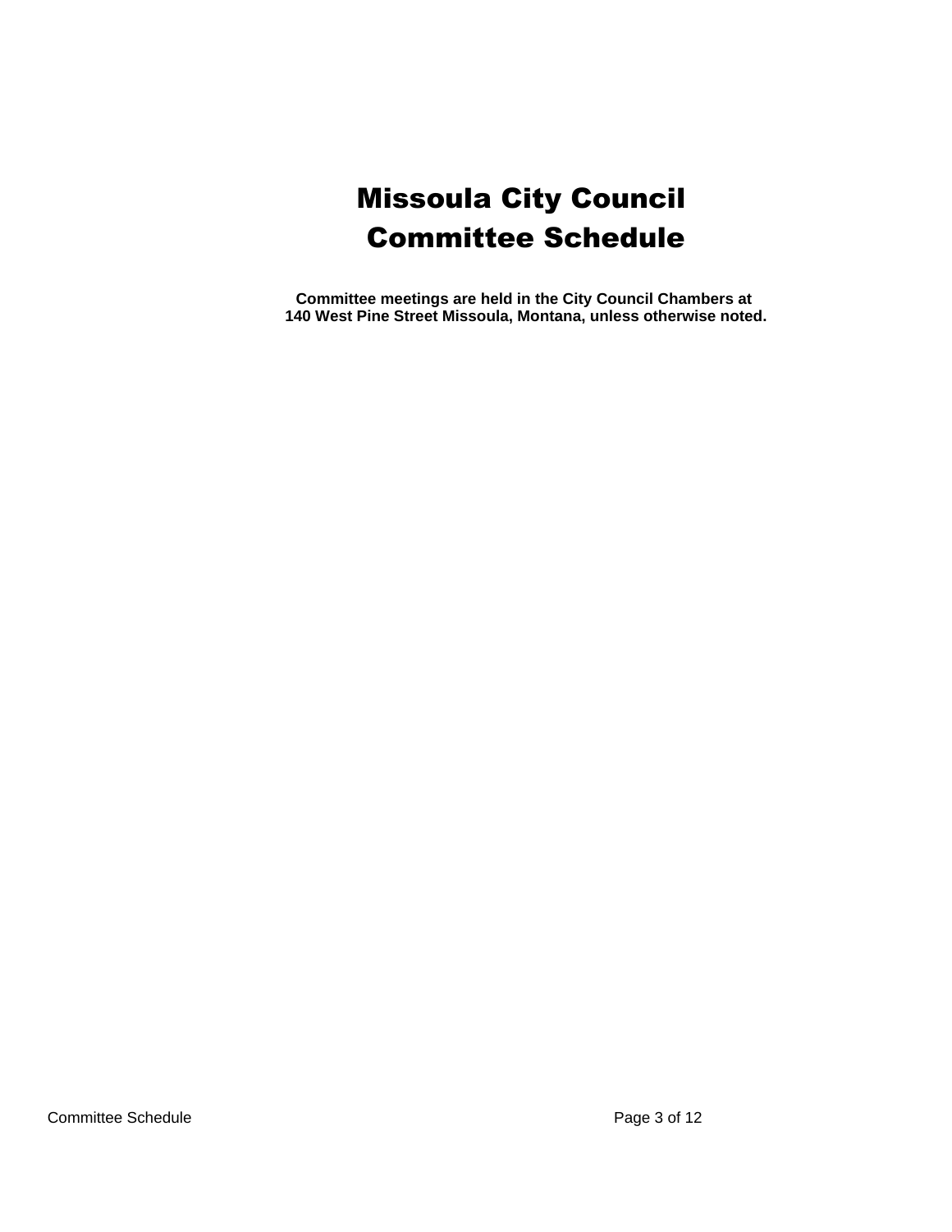# Missoula City Council Committee Schedule

**Committee meetings are held in the City Council Chambers at 140 West Pine Street Missoula, Montana, unless otherwise noted.**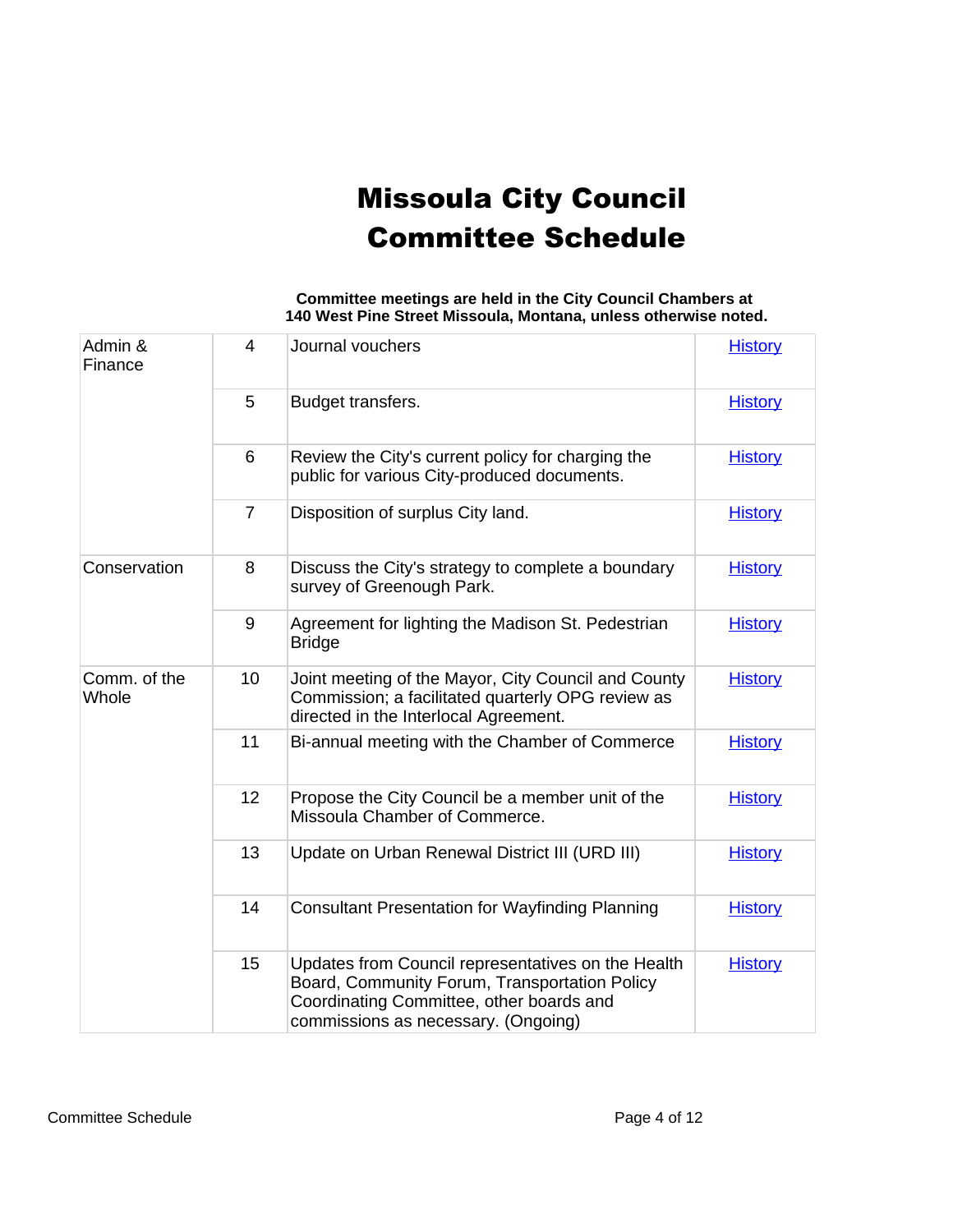# Missoula City Council Committee Schedule

**Committee meetings are held in the City Council Chambers at 140 West Pine Street Missoula, Montana, unless otherwise noted.**

| Committee | No. | Item | History |
|---|---|---|---|
| Admin & Finance | 4 | Journal vouchers | History |
| | 5 | Budget transfers. | History |
| | 6 | Review the City's current policy for charging the public for various City-produced documents. | History |
| | 7 | Disposition of surplus City land. | History |
| Conservation | 8 | Discuss the City's strategy to complete a boundary survey of Greenough Park. | History |
| | 9 | Agreement for lighting the Madison St. Pedestrian Bridge | History |
| Comm. of the Whole | 10 | Joint meeting of the Mayor, City Council and County Commission; a facilitated quarterly OPG review as directed in the Interlocal Agreement. | History |
| | 11 | Bi-annual meeting with the Chamber of Commerce | History |
| | 12 | Propose the City Council be a member unit of the Missoula Chamber of Commerce. | History |
| | 13 | Update on Urban Renewal District III (URD III) | History |
| | 14 | Consultant Presentation for Wayfinding Planning | History |
| | 15 | Updates from Council representatives on the Health Board, Community Forum, Transportation Policy Coordinating Committee, other boards and commissions as necessary. (Ongoing) | History |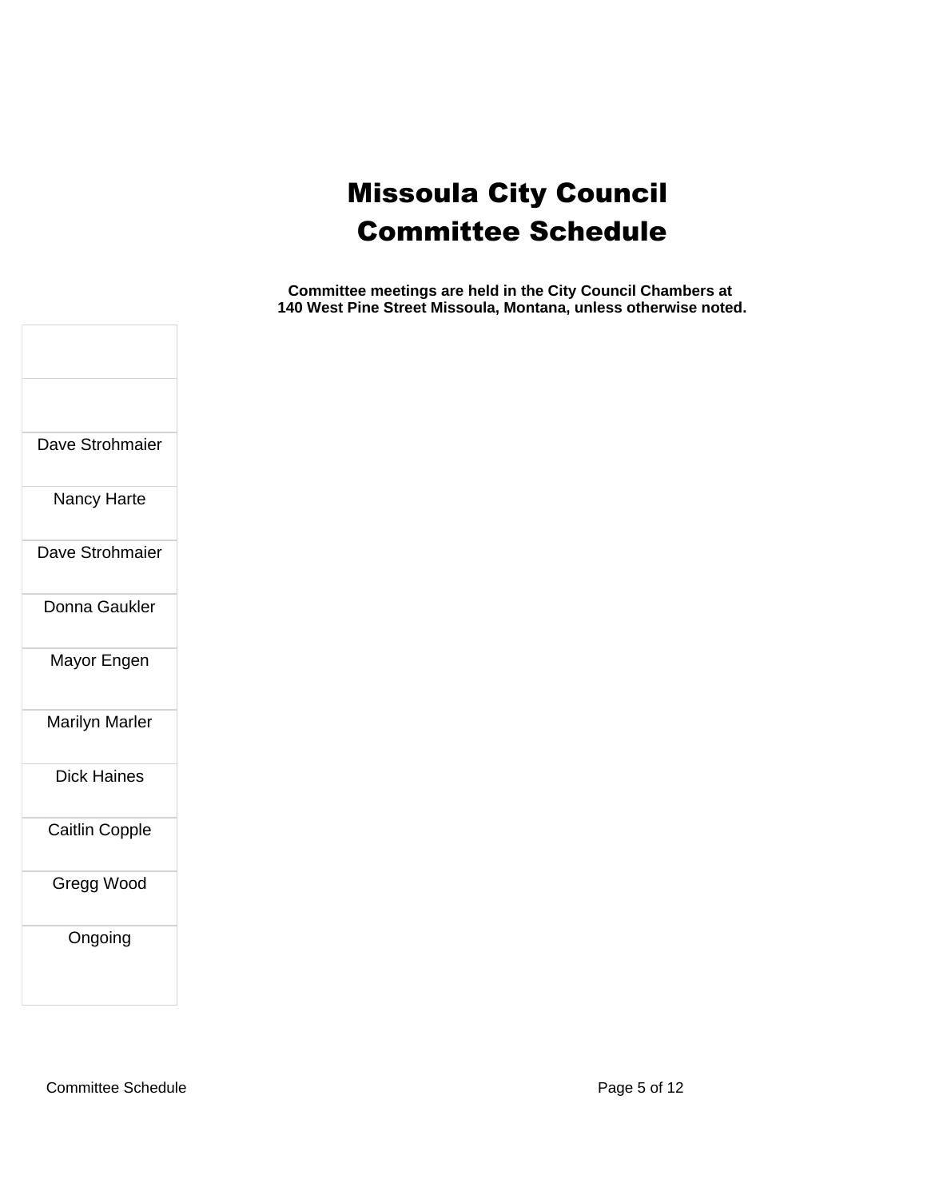# Missoula City Council Committee Schedule

**Committee meetings are held in the City Council Chambers at 140 West Pine Street Missoula, Montana, unless otherwise noted.**

| |
|---|
| |
| |
| Dave Strohmaier |
| Nancy Harte |
| Dave Strohmaier |
| Donna Gaukler |
| Mayor Engen |
| Marilyn Marler |
| Dick Haines |
| Caitlin Copple |
| Gregg Wood |
| Ongoing |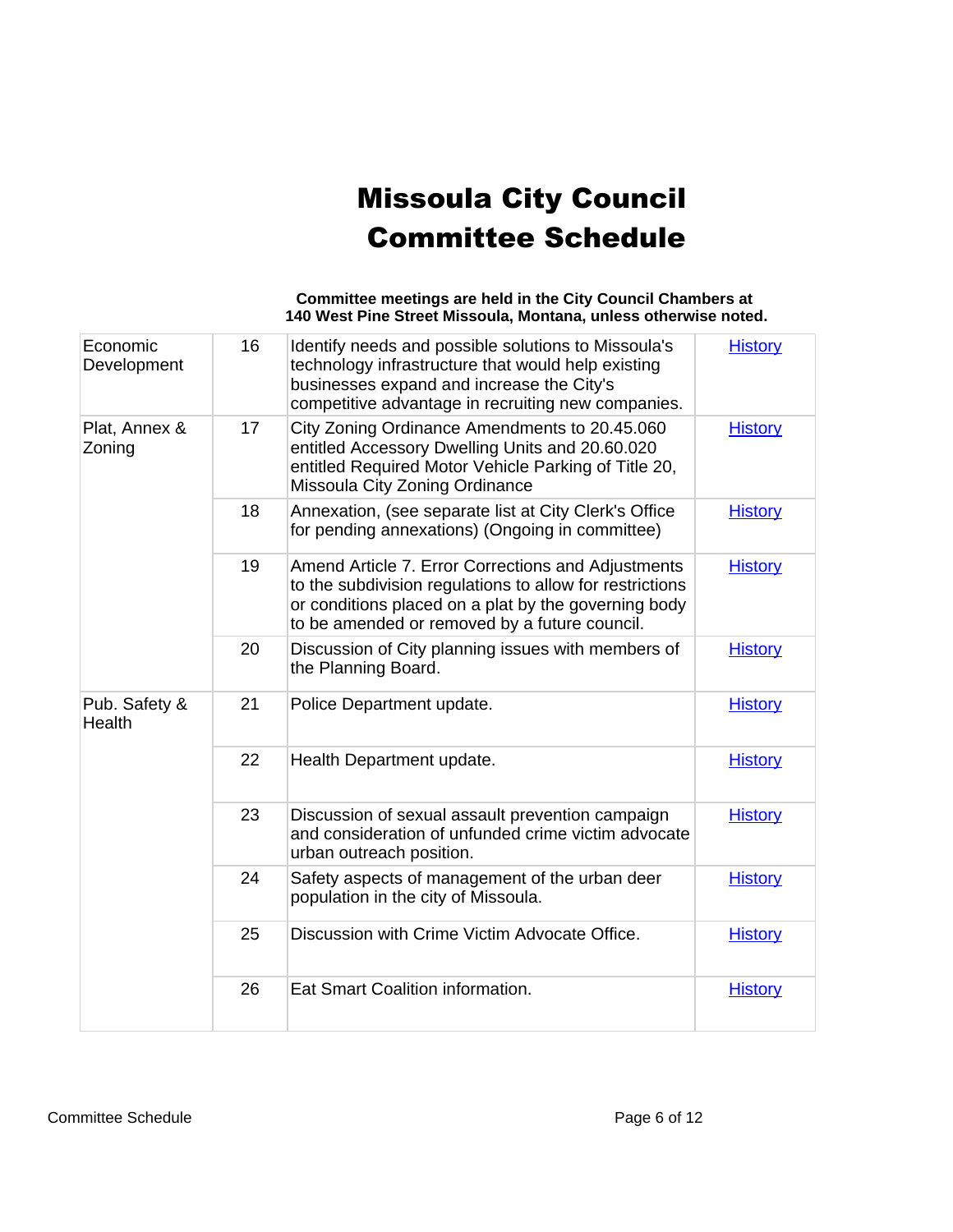# Missoula City Council Committee Schedule

**Committee meetings are held in the City Council Chambers at 140 West Pine Street Missoula, Montana, unless otherwise noted.**

| | | | |
|---|---|---|---|
| Economic Development | 16 | Identify needs and possible solutions to Missoula's technology infrastructure that would help existing businesses expand and increase the City's competitive advantage in recruiting new companies. | History |
| Plat, Annex & Zoning | 17 | City Zoning Ordinance Amendments to 20.45.060 entitled Accessory Dwelling Units and 20.60.020 entitled Required Motor Vehicle Parking of Title 20, Missoula City Zoning Ordinance | History |
| | 18 | Annexation, (see separate list at City Clerk's Office for pending annexations) (Ongoing in committee) | History |
| | 19 | Amend Article 7. Error Corrections and Adjustments to the subdivision regulations to allow for restrictions or conditions placed on a plat by the governing body to be amended or removed by a future council. | History |
| | 20 | Discussion of City planning issues with members of the Planning Board. | History |
| Pub. Safety & Health | 21 | Police Department update. | History |
| | 22 | Health Department update. | History |
| | 23 | Discussion of sexual assault prevention campaign and consideration of unfunded crime victim advocate urban outreach position. | History |
| | 24 | Safety aspects of management of the urban deer population in the city of Missoula. | History |
| | 25 | Discussion with Crime Victim Advocate Office. | History |
| | 26 | Eat Smart Coalition information. | History |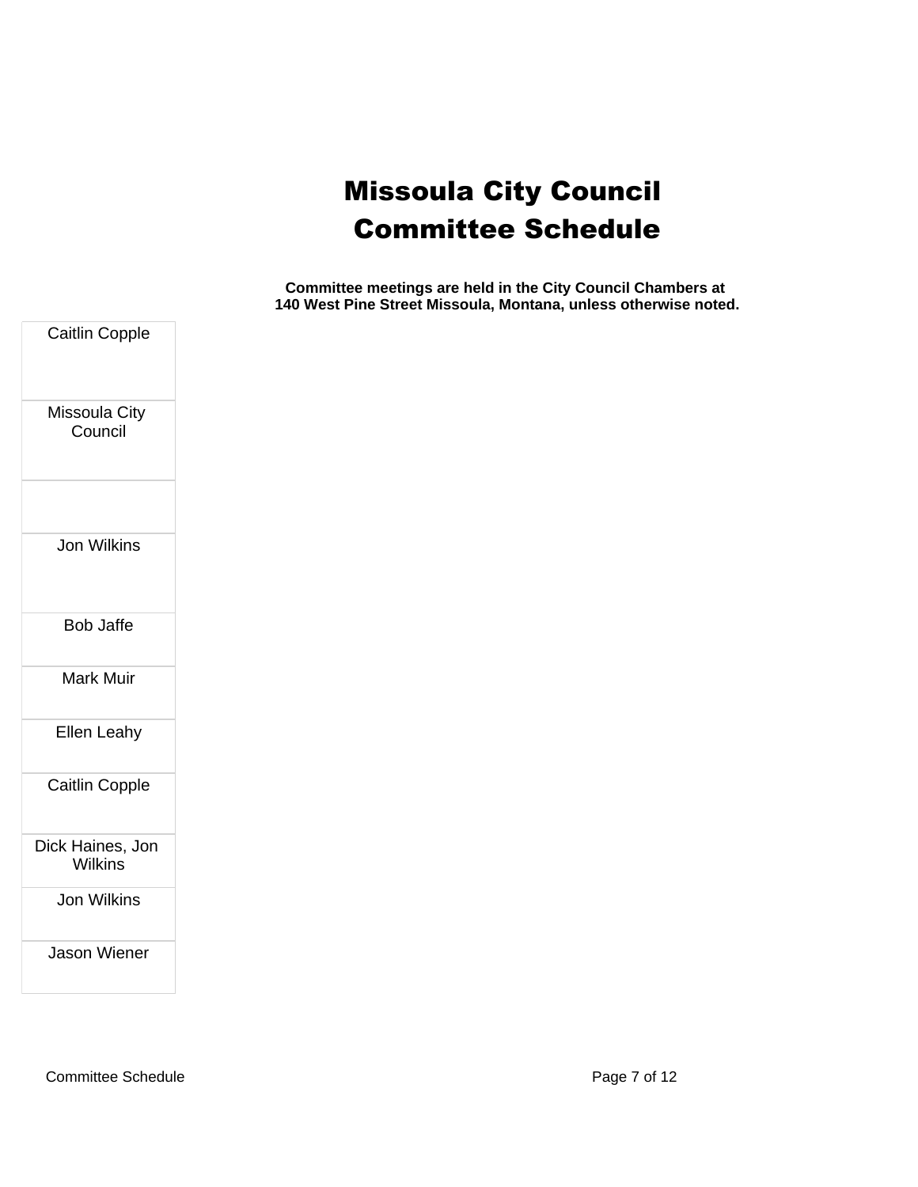# Missoula City Council Committee Schedule

**Committee meetings are held in the City Council Chambers at 140 West Pine Street Missoula, Montana, unless otherwise noted.**

| |
|---|
| Caitlin Copple |
| Missoula City Council |
| |
| Jon Wilkins |
| Bob Jaffe |
| Mark Muir |
| Ellen Leahy |
| Caitlin Copple |
| Dick Haines, Jon Wilkins |
| Jon Wilkins |
| Jason Wiener |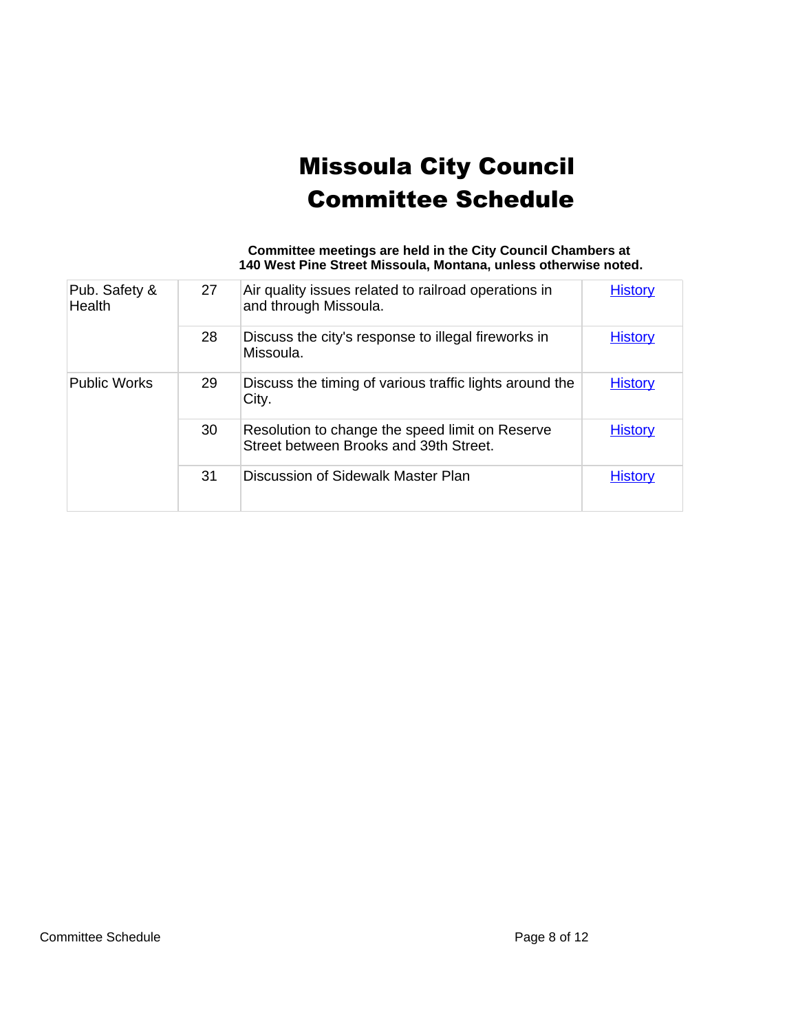# Missoula City Council Committee Schedule

**Committee meetings are held in the City Council Chambers at 140 West Pine Street Missoula, Montana, unless otherwise noted.**

| | | | |
|---|---|---|---|
| Pub. Safety & Health | 27 | Air quality issues related to railroad operations in and through Missoula. | History |
| | 28 | Discuss the city's response to illegal fireworks in Missoula. | History |
| Public Works | 29 | Discuss the timing of various traffic lights around the City. | History |
| | 30 | Resolution to change the speed limit on Reserve Street between Brooks and 39th Street. | History |
| | 31 | Discussion of Sidewalk Master Plan | History |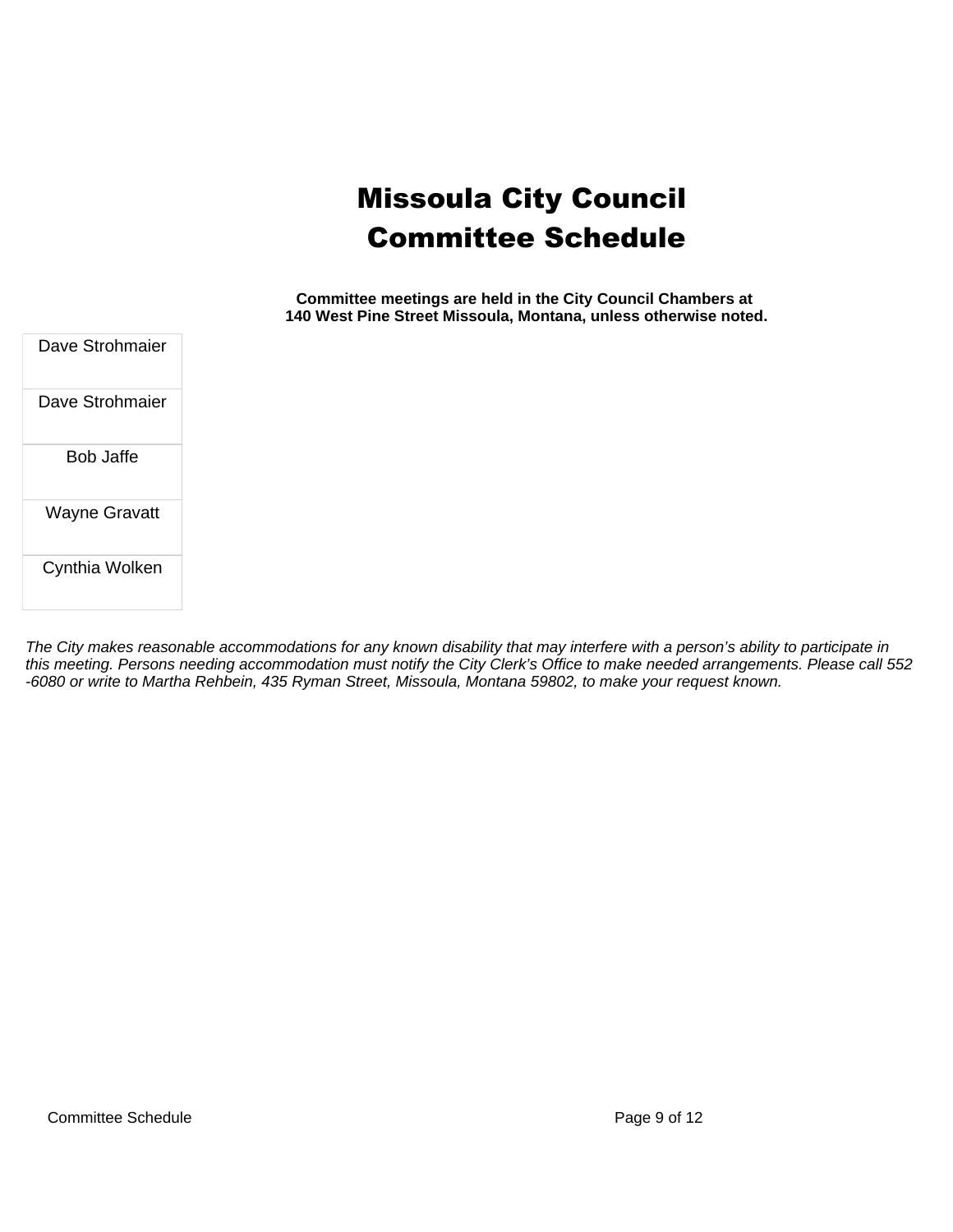# Missoula City Council
# Committee Schedule

**Committee meetings are held in the City Council Chambers at 140 West Pine Street Missoula, Montana, unless otherwise noted.**

| |
|---|
| Dave Strohmaier |
| Dave Strohmaier |
| Bob Jaffe |
| Wayne Gravatt |
| Cynthia Wolken |

*The City makes reasonable accommodations for any known disability that may interfere with a person's ability to participate in this meeting. Persons needing accommodation must notify the City Clerk's Office to make needed arrangements. Please call 552 -6080 or write to Martha Rehbein, 435 Ryman Street, Missoula, Montana 59802, to make your request known.*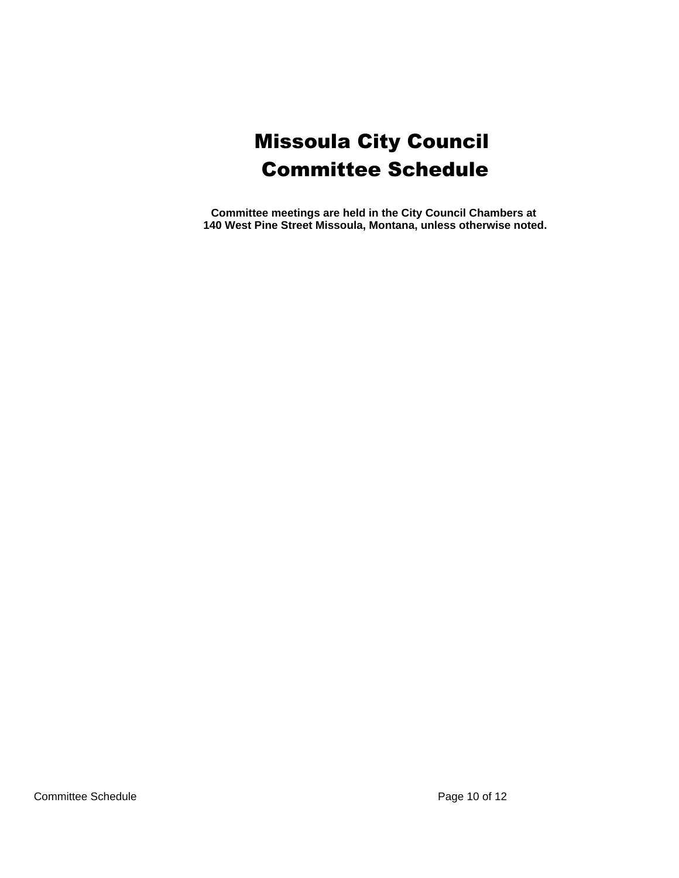# Missoula City Council
# Committee Schedule

**Committee meetings are held in the City Council Chambers at 140 West Pine Street Missoula, Montana, unless otherwise noted.**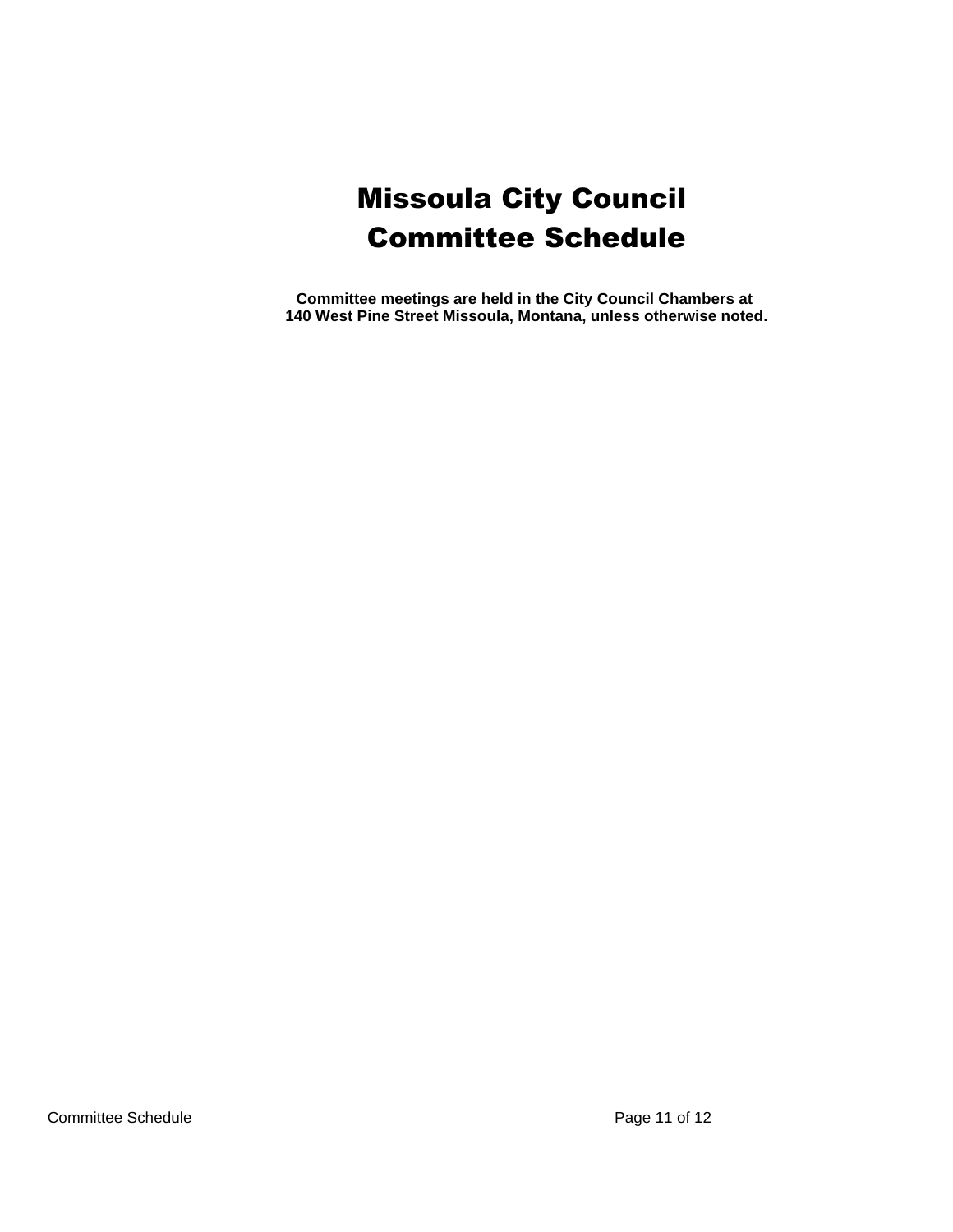# Missoula City Council
# Committee Schedule

**Committee meetings are held in the City Council Chambers at 140 West Pine Street Missoula, Montana, unless otherwise noted.**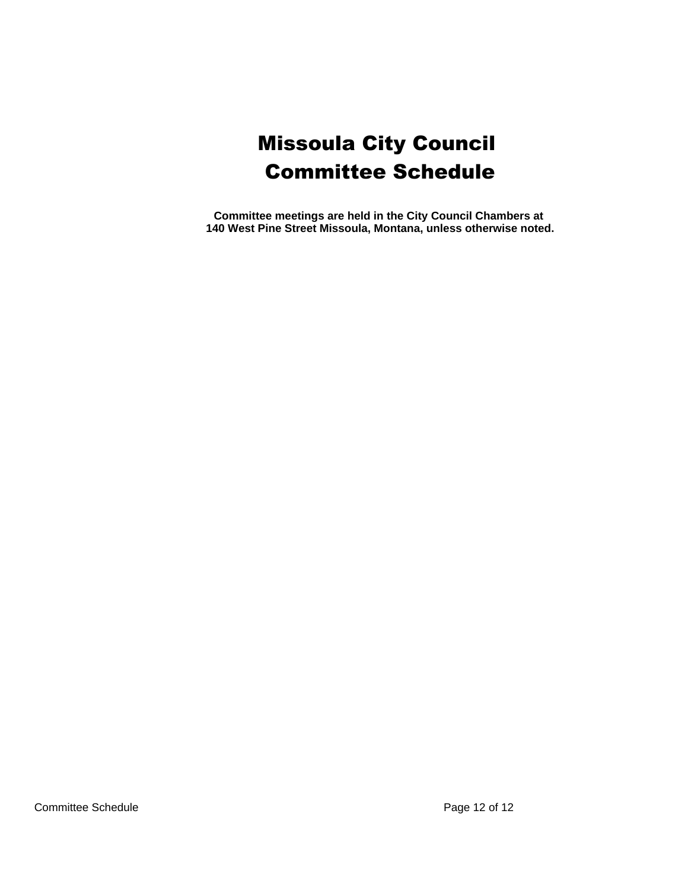# Missoula City Council
# Committee Schedule

**Committee meetings are held in the City Council Chambers at 140 West Pine Street Missoula, Montana, unless otherwise noted.**